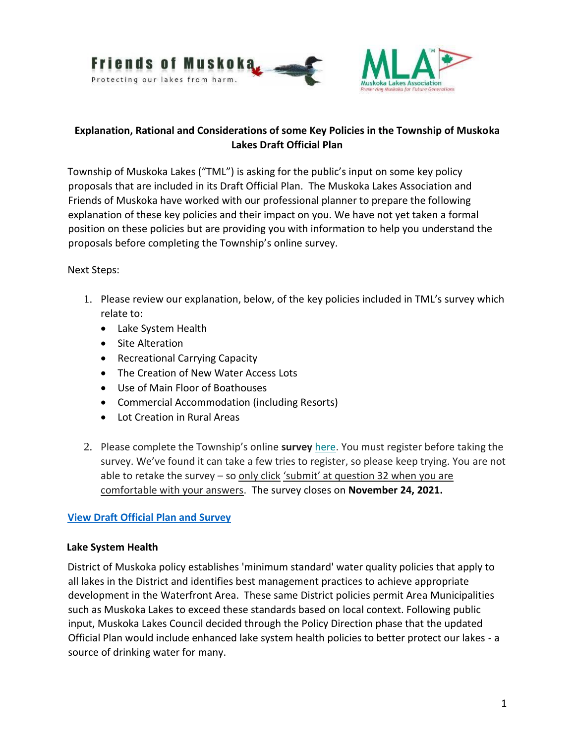**Explanation, Rational and Considerations of some Key Policies in the Township of Muskoka Lakes Draft Official Plan**

Township of Muskoka Lakes ("TML") is asking for the public's input on some key policy proposals that are included in its Draft Official Plan. The Muskoka Lakes Association and Friends of Muskoka have worked with our professional planner to prepare the following explanation of these key policies and their impact on you. We have not yet taken a formal position on these policies but are providing you with information to help you understand the proposals before completing the Township's online survey.

Next Steps:

1. Please review our explanation, below, of the key policies included in TML's survey which relate to:
   - Lake System Health
   - Site Alteration
   - Recreational Carrying Capacity
   - The Creation of New Water Access Lots
   - Use of Main Floor of Boathouses
   - Commercial Accommodation (including Resorts)
   - Lot Creation in Rural Areas

2. Please complete the Township's online **survey** here. You must register before taking the survey. We've found it can take a few tries to register, so please keep trying. You are not able to retake the survey – so only click 'submit' at question 32 when you are comfortable with your answers. The survey closes on **November 24, 2021.**

**View Draft Official Plan and Survey**

**Lake System Health**

District of Muskoka policy establishes 'minimum standard' water quality policies that apply to all lakes in the District and identifies best management practices to achieve appropriate development in the Waterfront Area. These same District policies permit Area Municipalities such as Muskoka Lakes to exceed these standards based on local context. Following public input, Muskoka Lakes Council decided through the Policy Direction phase that the updated Official Plan would include enhanced lake system health policies to better protect our lakes - a source of drinking water for many.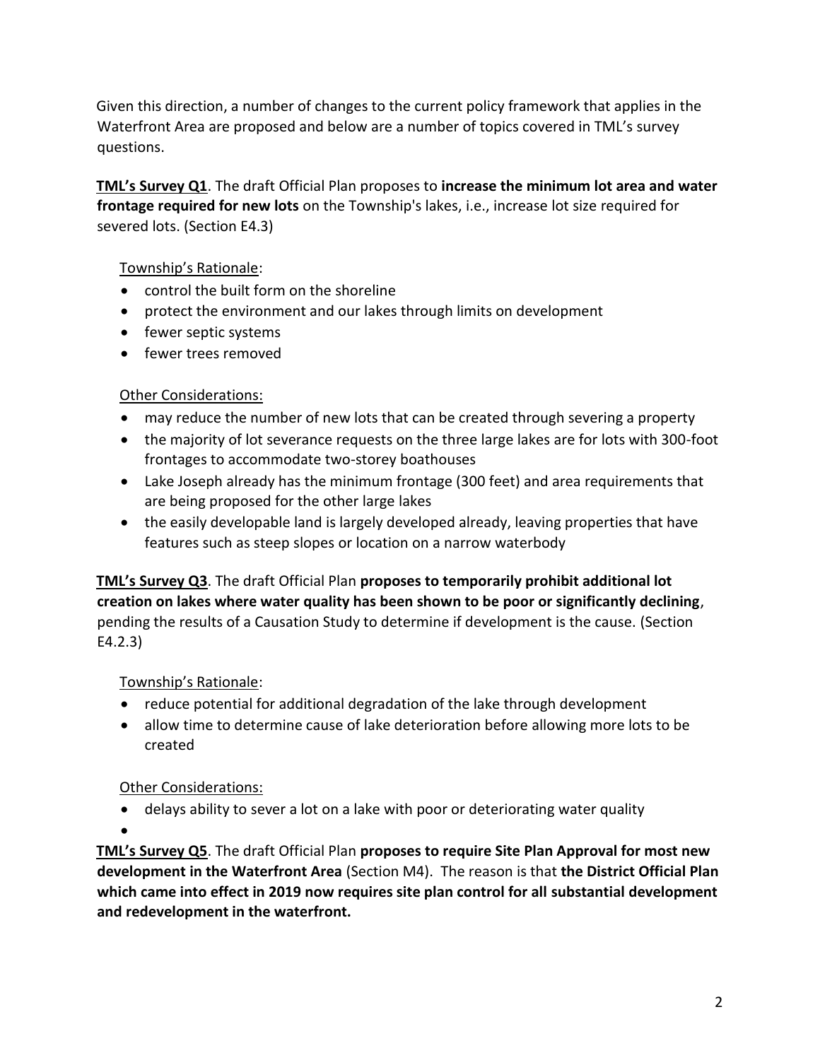Given this direction, a number of changes to the current policy framework that applies in the Waterfront Area are proposed and below are a number of topics covered in TML's survey questions.

**TML's Survey Q1**. The draft Official Plan proposes to **increase the minimum lot area and water frontage required for new lots** on the Township's lakes, i.e., increase lot size required for severed lots. (Section E4.3)

Township's Rationale:

- control the built form on the shoreline
- protect the environment and our lakes through limits on development
- fewer septic systems
- fewer trees removed

Other Considerations:

- may reduce the number of new lots that can be created through severing a property
- the majority of lot severance requests on the three large lakes are for lots with 300-foot frontages to accommodate two-storey boathouses
- Lake Joseph already has the minimum frontage (300 feet) and area requirements that are being proposed for the other large lakes
- the easily developable land is largely developed already, leaving properties that have features such as steep slopes or location on a narrow waterbody

**TML's Survey Q3**. The draft Official Plan **proposes to temporarily prohibit additional lot creation on lakes where water quality has been shown to be poor or significantly declining**, pending the results of a Causation Study to determine if development is the cause. (Section E4.2.3)

Township's Rationale:

- reduce potential for additional degradation of the lake through development
- allow time to determine cause of lake deterioration before allowing more lots to be created

Other Considerations:

- delays ability to sever a lot on a lake with poor or deteriorating water quality

**TML's Survey Q5**. The draft Official Plan **proposes to require Site Plan Approval for most new development in the Waterfront Area** (Section M4). The reason is that **the District Official Plan which came into effect in 2019 now requires site plan control for all substantial development and redevelopment in the waterfront.**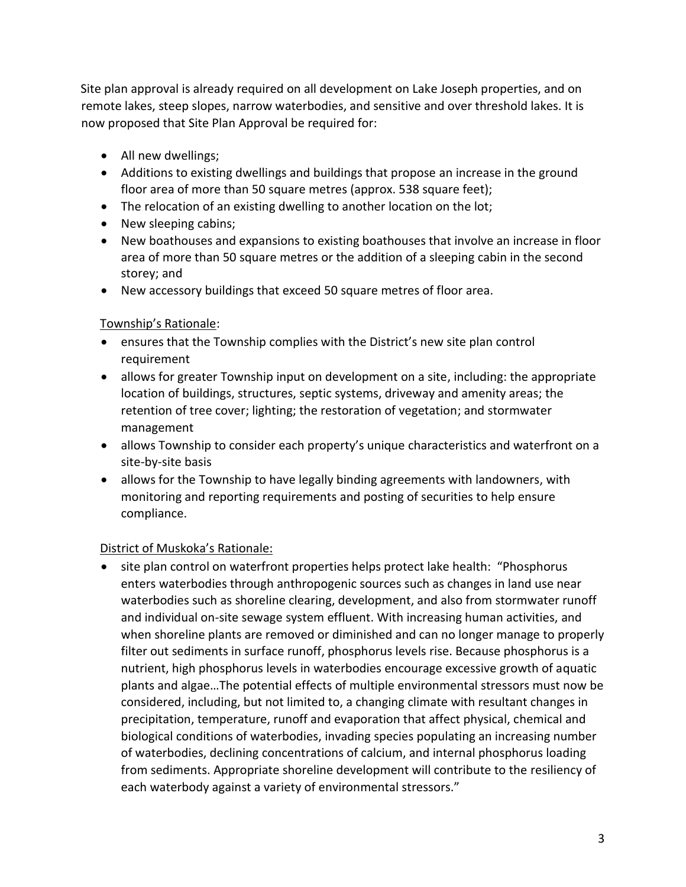Site plan approval is already required on all development on Lake Joseph properties, and on remote lakes, steep slopes, narrow waterbodies, and sensitive and over threshold lakes. It is now proposed that Site Plan Approval be required for:

- All new dwellings;
- Additions to existing dwellings and buildings that propose an increase in the ground floor area of more than 50 square metres (approx. 538 square feet);
- The relocation of an existing dwelling to another location on the lot;
- New sleeping cabins;
- New boathouses and expansions to existing boathouses that involve an increase in floor area of more than 50 square metres or the addition of a sleeping cabin in the second storey; and
- New accessory buildings that exceed 50 square metres of floor area.

<u>Township's Rationale</u>:

- ensures that the Township complies with the District's new site plan control requirement
- allows for greater Township input on development on a site, including: the appropriate location of buildings, structures, septic systems, driveway and amenity areas; the retention of tree cover; lighting; the restoration of vegetation; and stormwater management
- allows Township to consider each property's unique characteristics and waterfront on a site-by-site basis
- allows for the Township to have legally binding agreements with landowners, with monitoring and reporting requirements and posting of securities to help ensure compliance.

<u>District of Muskoka's Rationale:</u>

- site plan control on waterfront properties helps protect lake health: "Phosphorus enters waterbodies through anthropogenic sources such as changes in land use near waterbodies such as shoreline clearing, development, and also from stormwater runoff and individual on-site sewage system effluent. With increasing human activities, and when shoreline plants are removed or diminished and can no longer manage to properly filter out sediments in surface runoff, phosphorus levels rise. Because phosphorus is a nutrient, high phosphorus levels in waterbodies encourage excessive growth of aquatic plants and algae…The potential effects of multiple environmental stressors must now be considered, including, but not limited to, a changing climate with resultant changes in precipitation, temperature, runoff and evaporation that affect physical, chemical and biological conditions of waterbodies, invading species populating an increasing number of waterbodies, declining concentrations of calcium, and internal phosphorus loading from sediments. Appropriate shoreline development will contribute to the resiliency of each waterbody against a variety of environmental stressors."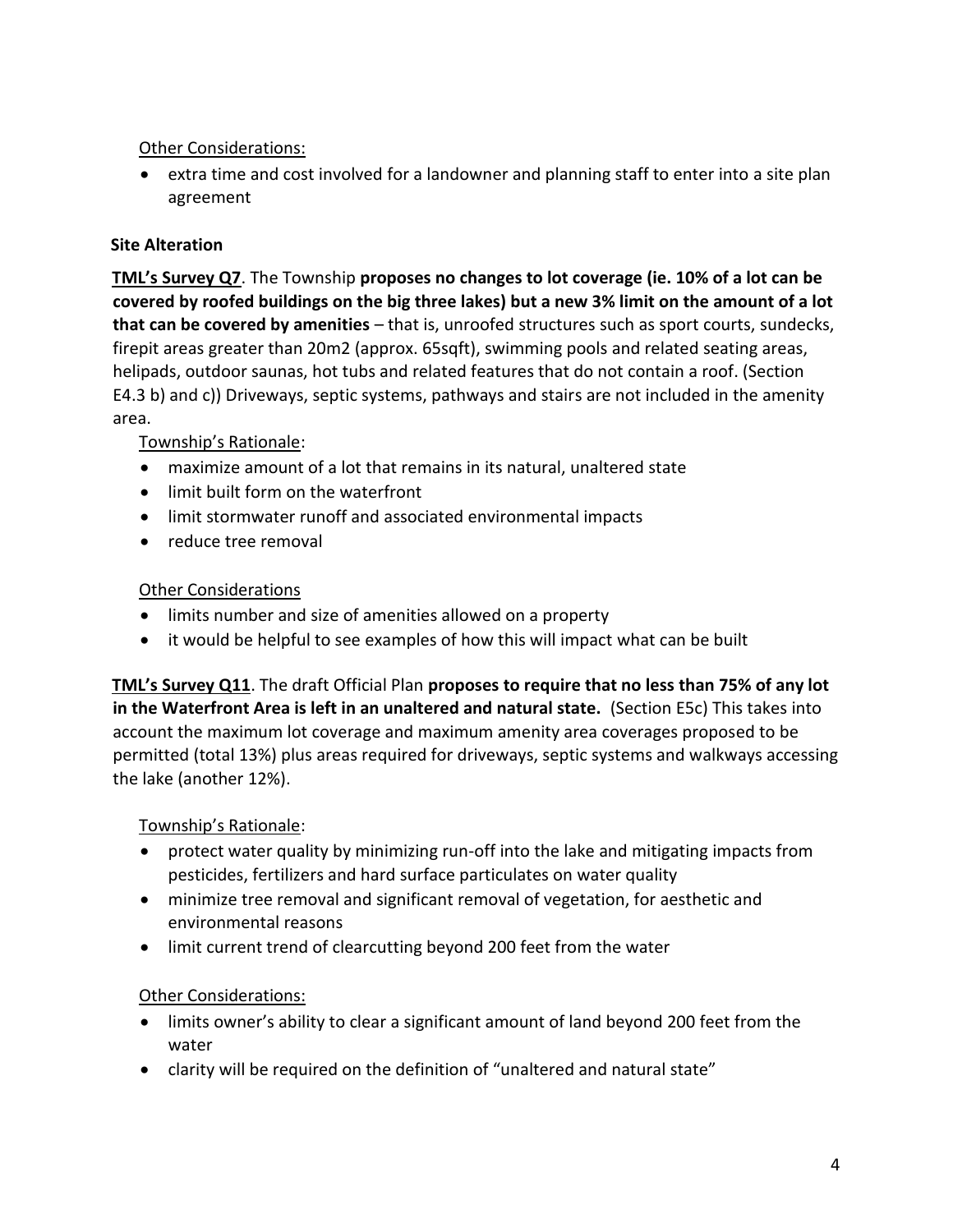Other Considerations:

- extra time and cost involved for a landowner and planning staff to enter into a site plan agreement

**Site Alteration**

**TML's Survey Q7**. The Township **proposes no changes to lot coverage (ie. 10% of a lot can be covered by roofed buildings on the big three lakes) but a new 3% limit on the amount of a lot that can be covered by amenities** – that is, unroofed structures such as sport courts, sundecks, firepit areas greater than 20m2 (approx. 65sqft), swimming pools and related seating areas, helipads, outdoor saunas, hot tubs and related features that do not contain a roof. (Section E4.3 b) and c)) Driveways, septic systems, pathways and stairs are not included in the amenity area.

Township's Rationale:

- maximize amount of a lot that remains in its natural, unaltered state
- limit built form on the waterfront
- limit stormwater runoff and associated environmental impacts
- reduce tree removal

Other Considerations

- limits number and size of amenities allowed on a property
- it would be helpful to see examples of how this will impact what can be built

**TML's Survey Q11**. The draft Official Plan **proposes to require that no less than 75% of any lot in the Waterfront Area is left in an unaltered and natural state.** (Section E5c) This takes into account the maximum lot coverage and maximum amenity area coverages proposed to be permitted (total 13%) plus areas required for driveways, septic systems and walkways accessing the lake (another 12%).

Township's Rationale:

- protect water quality by minimizing run-off into the lake and mitigating impacts from pesticides, fertilizers and hard surface particulates on water quality
- minimize tree removal and significant removal of vegetation, for aesthetic and environmental reasons
- limit current trend of clearcutting beyond 200 feet from the water

Other Considerations:

- limits owner's ability to clear a significant amount of land beyond 200 feet from the water
- clarity will be required on the definition of "unaltered and natural state"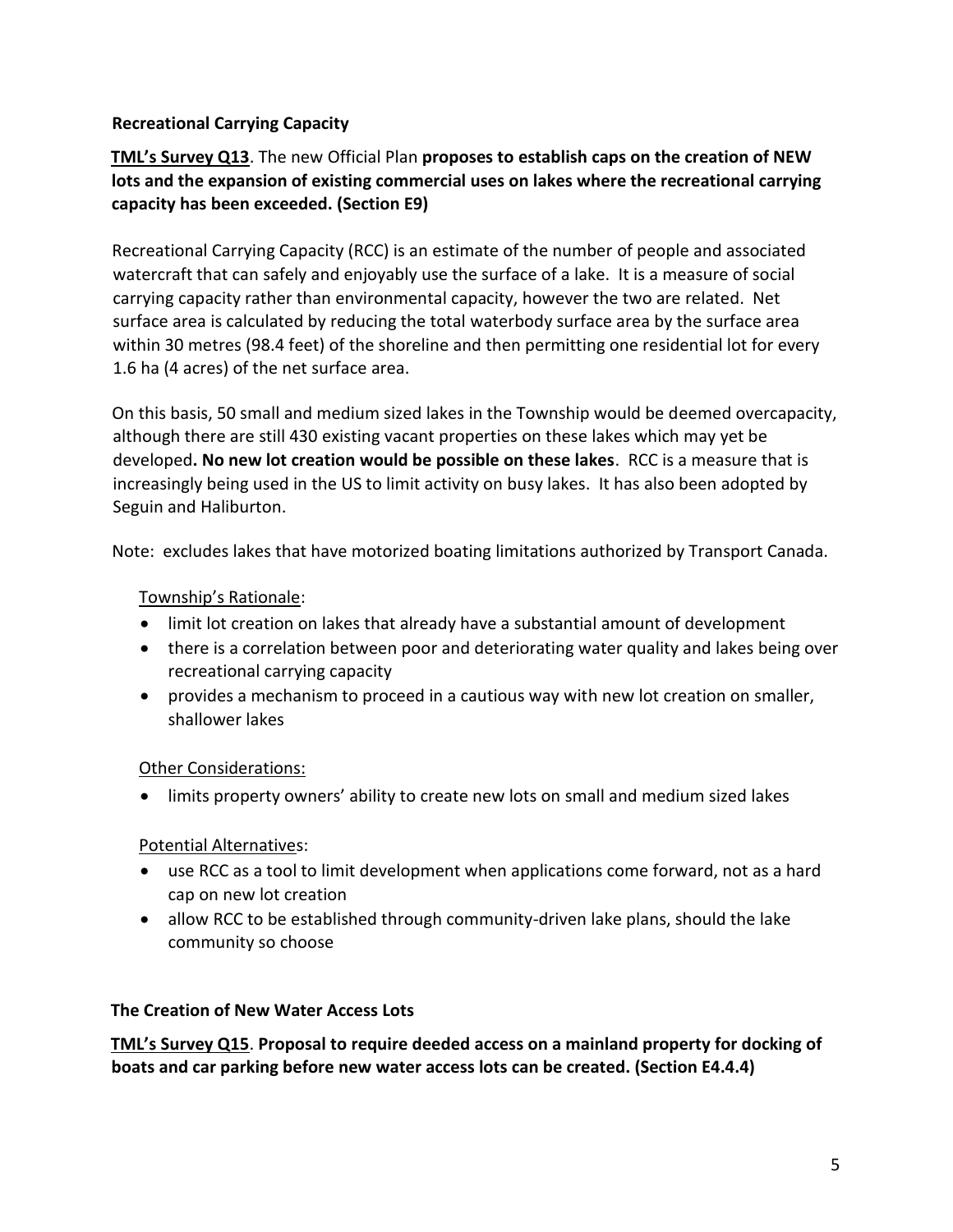**Recreational Carrying Capacity**

**TML's Survey Q13**. The new Official Plan **proposes to establish caps on the creation of NEW lots and the expansion of existing commercial uses on lakes where the recreational carrying capacity has been exceeded. (Section E9)**

Recreational Carrying Capacity (RCC) is an estimate of the number of people and associated watercraft that can safely and enjoyably use the surface of a lake. It is a measure of social carrying capacity rather than environmental capacity, however the two are related. Net surface area is calculated by reducing the total waterbody surface area by the surface area within 30 metres (98.4 feet) of the shoreline and then permitting one residential lot for every 1.6 ha (4 acres) of the net surface area.

On this basis, 50 small and medium sized lakes in the Township would be deemed overcapacity, although there are still 430 existing vacant properties on these lakes which may yet be developed**. No new lot creation would be possible on these lakes**. RCC is a measure that is increasingly being used in the US to limit activity on busy lakes. It has also been adopted by Seguin and Haliburton.

Note: excludes lakes that have motorized boating limitations authorized by Transport Canada.

Township's Rationale:

- limit lot creation on lakes that already have a substantial amount of development
- there is a correlation between poor and deteriorating water quality and lakes being over recreational carrying capacity
- provides a mechanism to proceed in a cautious way with new lot creation on smaller, shallower lakes

Other Considerations:

- limits property owners' ability to create new lots on small and medium sized lakes

Potential Alternatives:

- use RCC as a tool to limit development when applications come forward, not as a hard cap on new lot creation
- allow RCC to be established through community-driven lake plans, should the lake community so choose

**The Creation of New Water Access Lots**

**TML's Survey Q15**. **Proposal to require deeded access on a mainland property for docking of boats and car parking before new water access lots can be created. (Section E4.4.4)**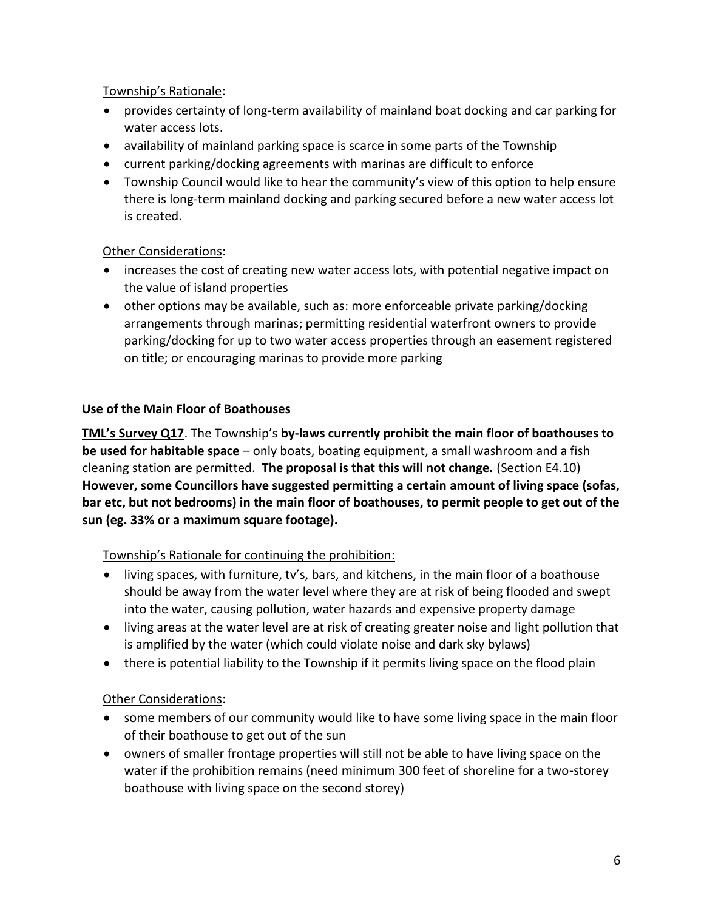Township's Rationale:

- provides certainty of long-term availability of mainland boat docking and car parking for water access lots.
- availability of mainland parking space is scarce in some parts of the Township
- current parking/docking agreements with marinas are difficult to enforce
- Township Council would like to hear the community's view of this option to help ensure there is long-term mainland docking and parking secured before a new water access lot is created.

Other Considerations:

- increases the cost of creating new water access lots, with potential negative impact on the value of island properties
- other options may be available, such as: more enforceable private parking/docking arrangements through marinas; permitting residential waterfront owners to provide parking/docking for up to two water access properties through an easement registered on title; or encouraging marinas to provide more parking

### Use of the Main Floor of Boathouses

**TML's Survey Q17**. The Township's **by-laws currently prohibit the main floor of boathouses to be used for habitable space** – only boats, boating equipment, a small washroom and a fish cleaning station are permitted. **The proposal is that this will not change.** (Section E4.10) **However, some Councillors have suggested permitting a certain amount of living space (sofas, bar etc, but not bedrooms) in the main floor of boathouses, to permit people to get out of the sun (eg. 33% or a maximum square footage).**

Township's Rationale for continuing the prohibition:

- living spaces, with furniture, tv's, bars, and kitchens, in the main floor of a boathouse should be away from the water level where they are at risk of being flooded and swept into the water, causing pollution, water hazards and expensive property damage
- living areas at the water level are at risk of creating greater noise and light pollution that is amplified by the water (which could violate noise and dark sky bylaws)
- there is potential liability to the Township if it permits living space on the flood plain

Other Considerations:

- some members of our community would like to have some living space in the main floor of their boathouse to get out of the sun
- owners of smaller frontage properties will still not be able to have living space on the water if the prohibition remains (need minimum 300 feet of shoreline for a two-storey boathouse with living space on the second storey)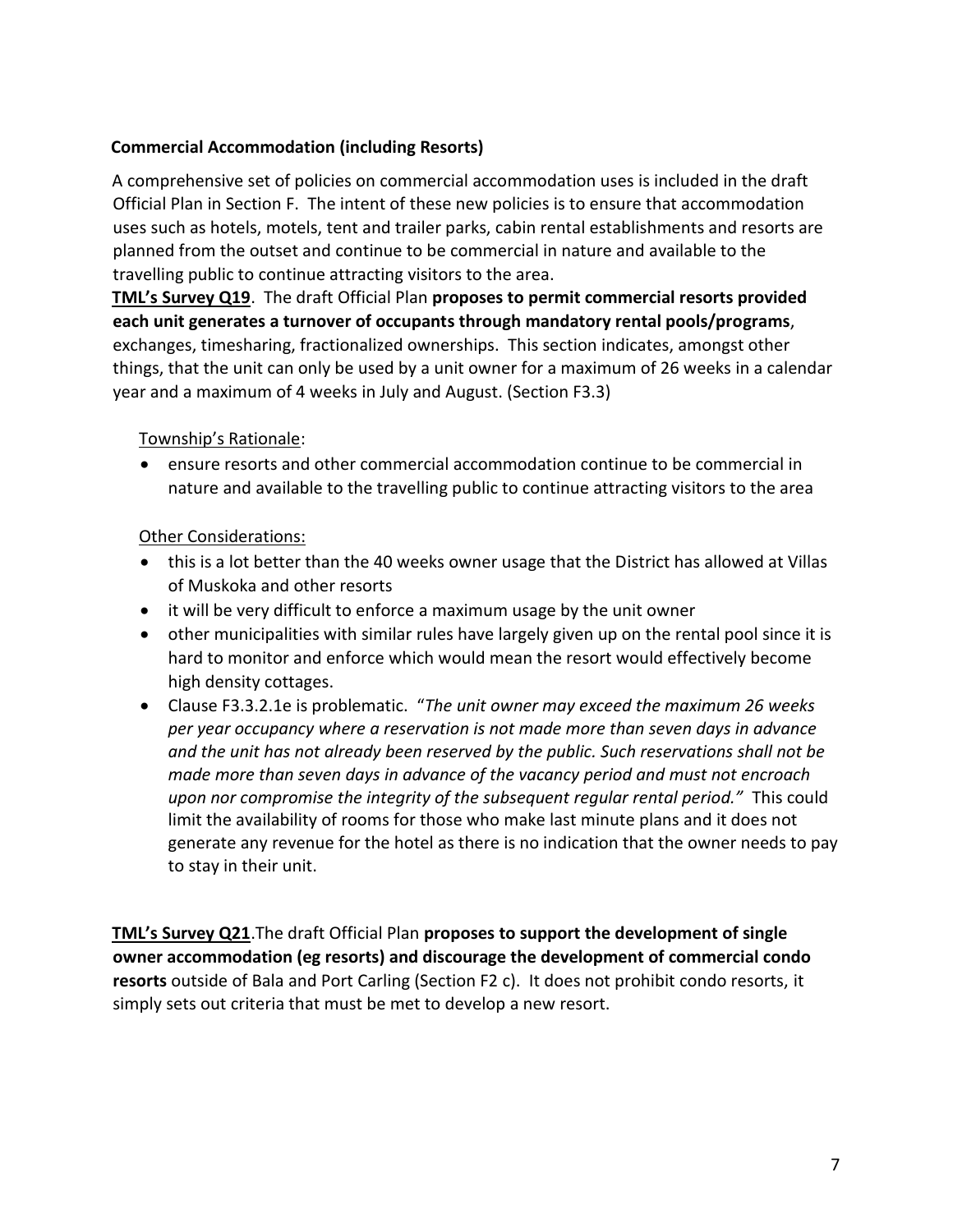**Commercial Accommodation (including Resorts)**

A comprehensive set of policies on commercial accommodation uses is included in the draft Official Plan in Section F. The intent of these new policies is to ensure that accommodation uses such as hotels, motels, tent and trailer parks, cabin rental establishments and resorts are planned from the outset and continue to be commercial in nature and available to the travelling public to continue attracting visitors to the area.

**TML's Survey Q19**. The draft Official Plan **proposes to permit commercial resorts provided each unit generates a turnover of occupants through mandatory rental pools/programs**, exchanges, timesharing, fractionalized ownerships. This section indicates, amongst other things, that the unit can only be used by a unit owner for a maximum of 26 weeks in a calendar year and a maximum of 4 weeks in July and August. (Section F3.3)

Township's Rationale:

- ensure resorts and other commercial accommodation continue to be commercial in nature and available to the travelling public to continue attracting visitors to the area

Other Considerations:

- this is a lot better than the 40 weeks owner usage that the District has allowed at Villas of Muskoka and other resorts
- it will be very difficult to enforce a maximum usage by the unit owner
- other municipalities with similar rules have largely given up on the rental pool since it is hard to monitor and enforce which would mean the resort would effectively become high density cottages.
- Clause F3.3.2.1e is problematic. "*The unit owner may exceed the maximum 26 weeks per year occupancy where a reservation is not made more than seven days in advance and the unit has not already been reserved by the public. Such reservations shall not be made more than seven days in advance of the vacancy period and must not encroach upon nor compromise the integrity of the subsequent regular rental period."* This could limit the availability of rooms for those who make last minute plans and it does not generate any revenue for the hotel as there is no indication that the owner needs to pay to stay in their unit.

**TML's Survey Q21**.The draft Official Plan **proposes to support the development of single owner accommodation (eg resorts) and discourage the development of commercial condo resorts** outside of Bala and Port Carling (Section F2 c). It does not prohibit condo resorts, it simply sets out criteria that must be met to develop a new resort.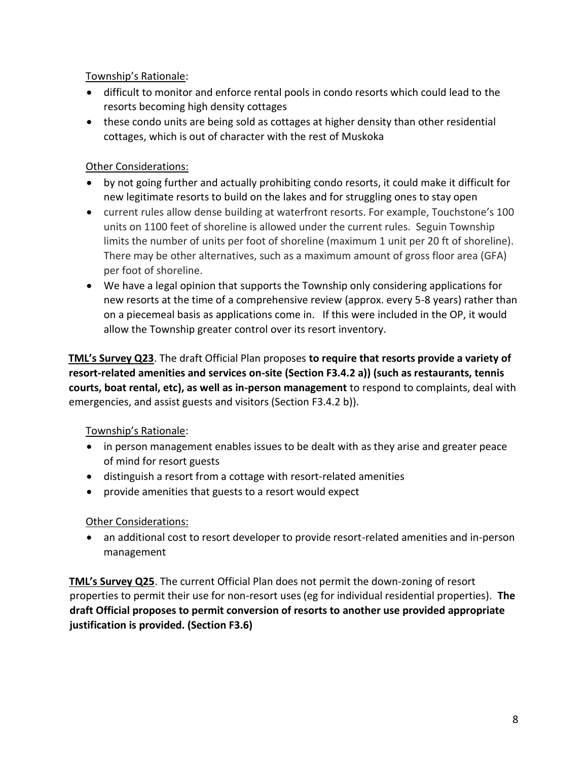Township's Rationale:

- difficult to monitor and enforce rental pools in condo resorts which could lead to the resorts becoming high density cottages
- these condo units are being sold as cottages at higher density than other residential cottages, which is out of character with the rest of Muskoka

Other Considerations:

- by not going further and actually prohibiting condo resorts, it could make it difficult for new legitimate resorts to build on the lakes and for struggling ones to stay open
- current rules allow dense building at waterfront resorts. For example, Touchstone's 100 units on 1100 feet of shoreline is allowed under the current rules. Seguin Township limits the number of units per foot of shoreline (maximum 1 unit per 20 ft of shoreline). There may be other alternatives, such as a maximum amount of gross floor area (GFA) per foot of shoreline.
- We have a legal opinion that supports the Township only considering applications for new resorts at the time of a comprehensive review (approx. every 5-8 years) rather than on a piecemeal basis as applications come in. If this were included in the OP, it would allow the Township greater control over its resort inventory.

**TML's Survey Q23**. The draft Official Plan proposes **to require that resorts provide a variety of resort-related amenities and services on-site (Section F3.4.2 a)) (such as restaurants, tennis courts, boat rental, etc), as well as in-person management** to respond to complaints, deal with emergencies, and assist guests and visitors (Section F3.4.2 b)).

Township's Rationale:

- in person management enables issues to be dealt with as they arise and greater peace of mind for resort guests
- distinguish a resort from a cottage with resort-related amenities
- provide amenities that guests to a resort would expect

Other Considerations:

- an additional cost to resort developer to provide resort-related amenities and in-person management

**TML's Survey Q25**. The current Official Plan does not permit the down-zoning of resort properties to permit their use for non-resort uses (eg for individual residential properties). **The draft Official proposes to permit conversion of resorts to another use provided appropriate justification is provided. (Section F3.6)**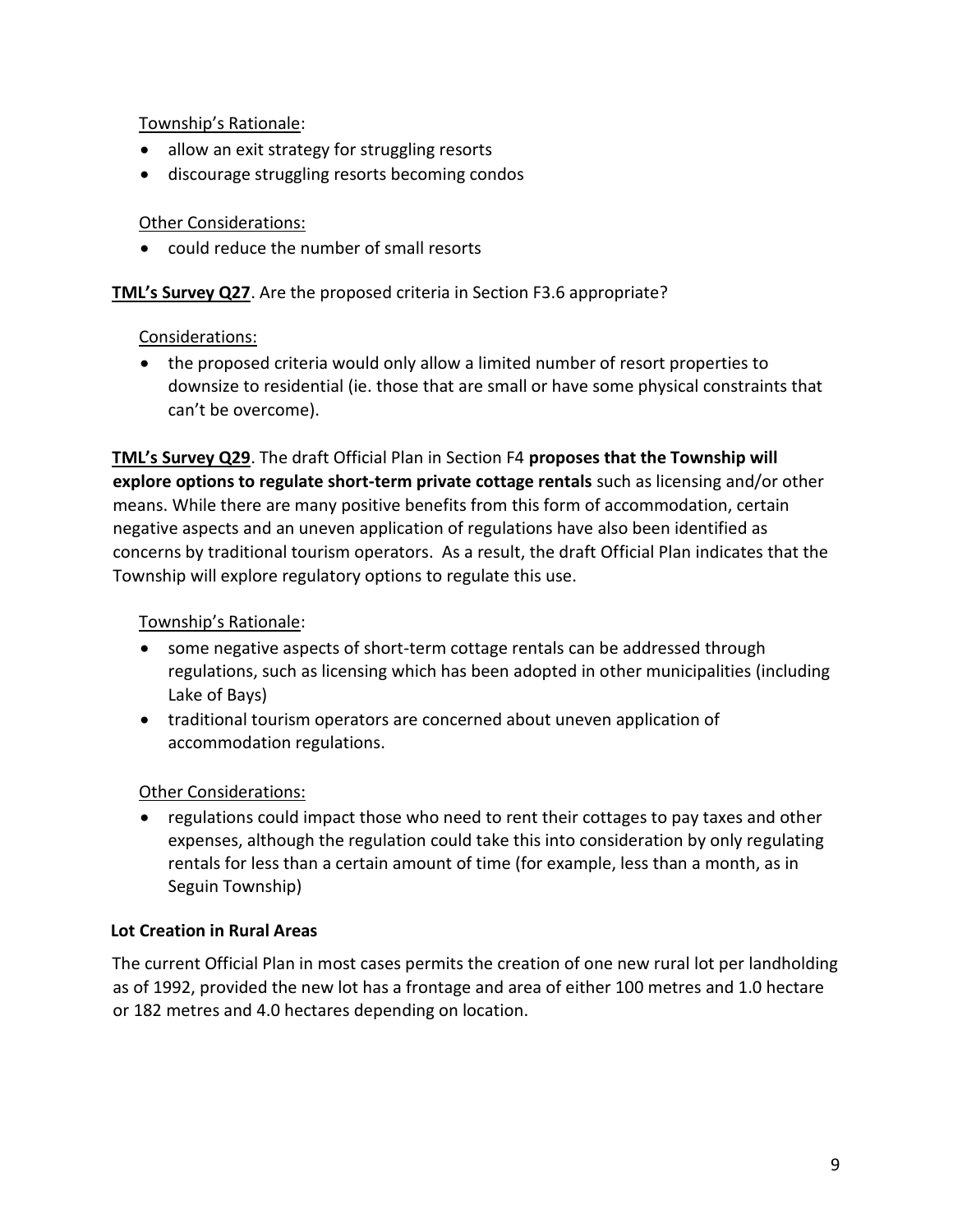Township's Rationale:

- allow an exit strategy for struggling resorts
- discourage struggling resorts becoming condos

Other Considerations:

- could reduce the number of small resorts

**TML's Survey Q27**. Are the proposed criteria in Section F3.6 appropriate?

Considerations:

- the proposed criteria would only allow a limited number of resort properties to downsize to residential (ie. those that are small or have some physical constraints that can't be overcome).

**TML's Survey Q29**. The draft Official Plan in Section F4 **proposes that the Township will explore options to regulate short-term private cottage rentals** such as licensing and/or other means. While there are many positive benefits from this form of accommodation, certain negative aspects and an uneven application of regulations have also been identified as concerns by traditional tourism operators. As a result, the draft Official Plan indicates that the Township will explore regulatory options to regulate this use.

Township's Rationale:

- some negative aspects of short-term cottage rentals can be addressed through regulations, such as licensing which has been adopted in other municipalities (including Lake of Bays)
- traditional tourism operators are concerned about uneven application of accommodation regulations.

Other Considerations:

- regulations could impact those who need to rent their cottages to pay taxes and other expenses, although the regulation could take this into consideration by only regulating rentals for less than a certain amount of time (for example, less than a month, as in Seguin Township)

**Lot Creation in Rural Areas**

The current Official Plan in most cases permits the creation of one new rural lot per landholding as of 1992, provided the new lot has a frontage and area of either 100 metres and 1.0 hectare or 182 metres and 4.0 hectares depending on location.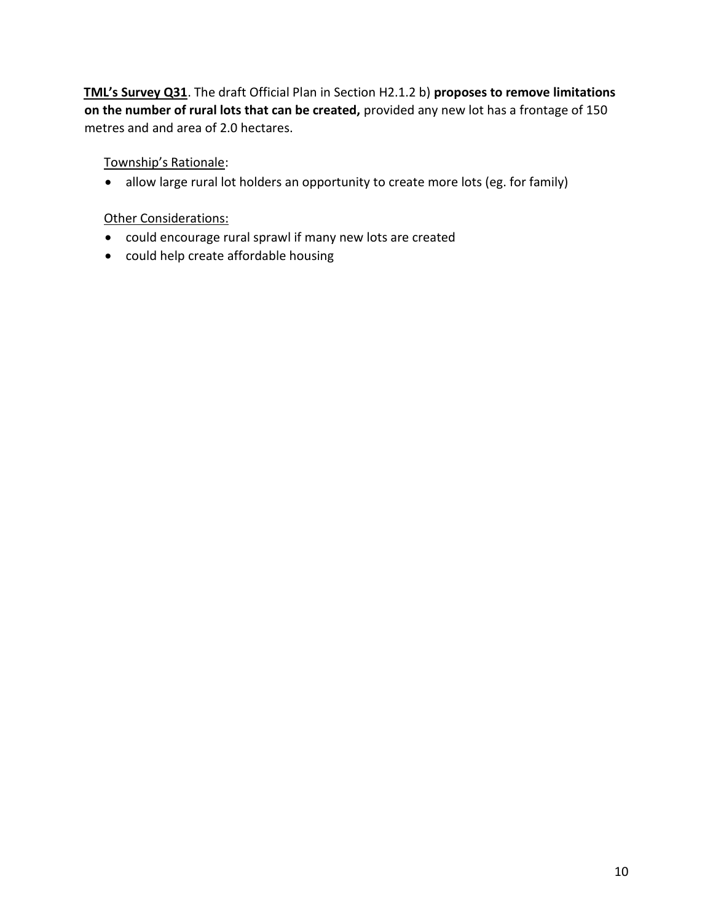**<u>TML's Survey Q31</u>**. The draft Official Plan in Section H2.1.2 b) **proposes to remove limitations on the number of rural lots that can be created,** provided any new lot has a frontage of 150 metres and and area of 2.0 hectares.

<u>Township's Rationale</u>:

- allow large rural lot holders an opportunity to create more lots (eg. for family)

<u>Other Considerations:</u>

- could encourage rural sprawl if many new lots are created
- could help create affordable housing